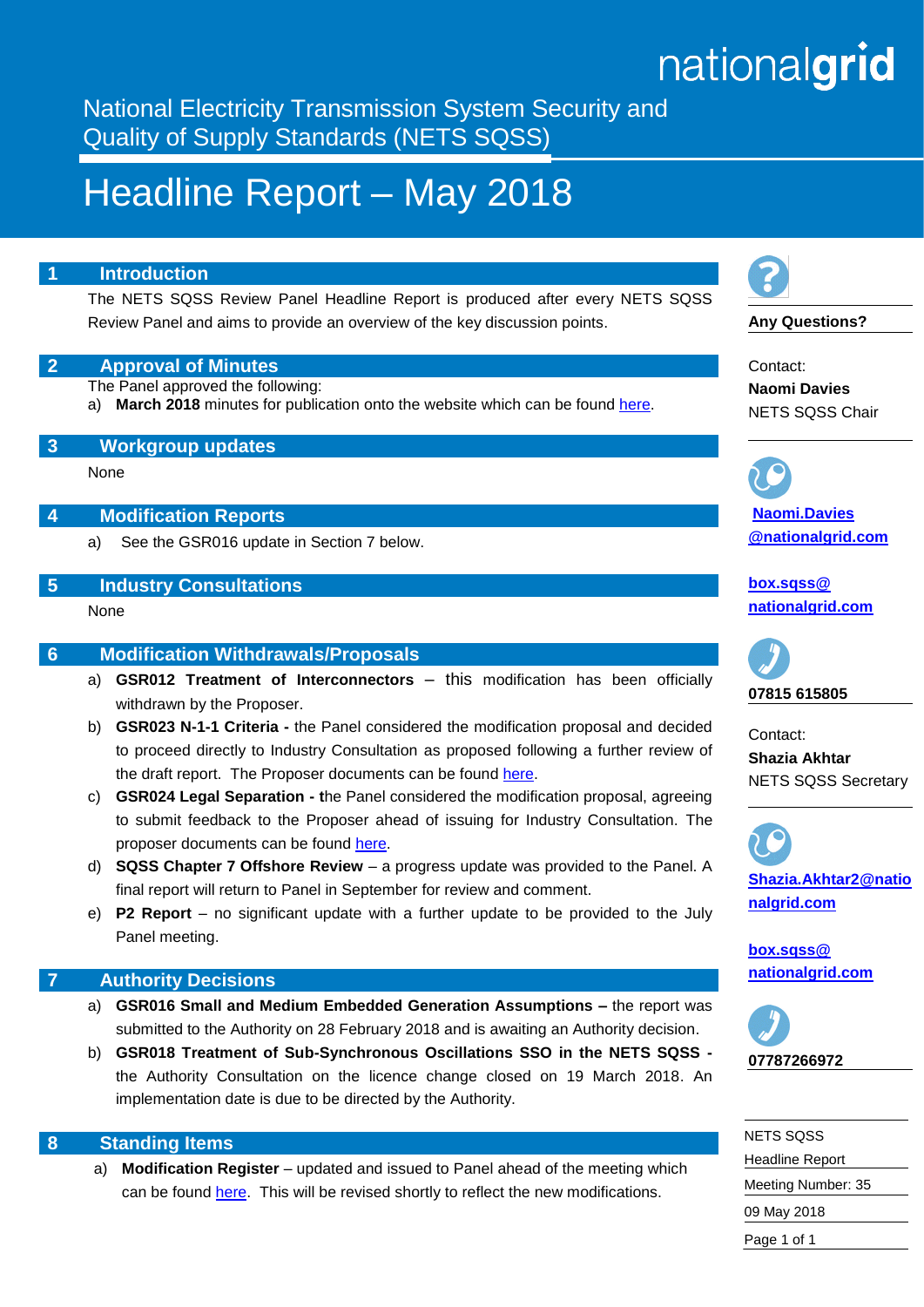nationalgrid

National Electricity Transmission System Security and Quality of Supply Standards (NETS SQSS)

# Headline Report – May 2018

## 1 Introduction

The NETS SQSS Review Panel Headline Report is produced after every NETS SQSS Review Panel and aims to provide an overview of the key discussion points.

## 2 Approval of Minutes

The Panel approved the following:

a) **March 2018** minutes for publication onto the website which can be found here.

## 3 Workgroup updates

None

## 4 Modification Reports

a) See the GSR016 update in Section 7 below.

## 5 Industry Consultations

None

## 6 Modification Withdrawals/Proposals

a) **GSR012 Treatment of Interconnectors** – this modification has been officially withdrawn by the Proposer.

b) **GSR023 N-1-1 Criteria -** the Panel considered the modification proposal and decided to proceed directly to Industry Consultation as proposed following a further review of the draft report. The Proposer documents can be found here.

c) **GSR024 Legal Separation - t**he Panel considered the modification proposal, agreeing to submit feedback to the Proposer ahead of issuing for Industry Consultation. The proposer documents can be found here.

d) **SQSS Chapter 7 Offshore Review** – a progress update was provided to the Panel. A final report will return to Panel in September for review and comment.

e) **P2 Report** – no significant update with a further update to be provided to the July Panel meeting.

## 7 Authority Decisions

a) **GSR016 Small and Medium Embedded Generation Assumptions –** the report was submitted to the Authority on 28 February 2018 and is awaiting an Authority decision.

b) **GSR018 Treatment of Sub-Synchronous Oscillations SSO in the NETS SQSS -** the Authority Consultation on the licence change closed on 19 March 2018. An implementation date is due to be directed by the Authority.

## 8 Standing Items

a) **Modification Register** – updated and issued to Panel ahead of the meeting which can be found here. This will be revised shortly to reflect the new modifications.

---

**Any Questions?**

Contact:
**Naomi Davies**
NETS SQSS Chair

**Naomi.Davies@nationalgrid.com**

**box.sqss@nationalgrid.com**

**07815 615805**

Contact:
**Shazia Akhtar**
NETS SQSS Secretary

**Shazia.Akhtar2@nationalgrid.com**

**box.sqss@nationalgrid.com**

**07787266972**

NETS SQSS
Headline Report
Meeting Number: 35
09 May 2018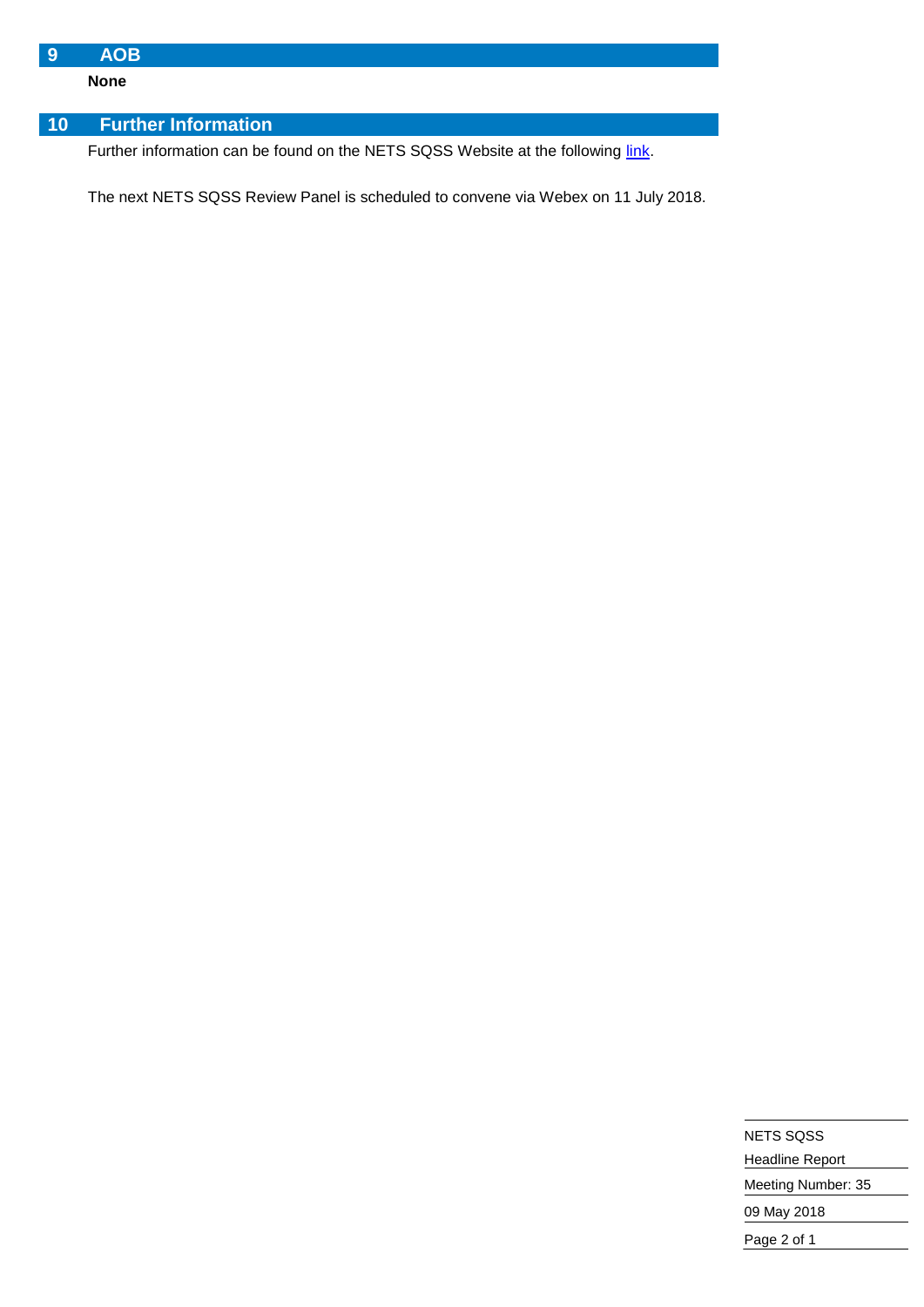## 9 AOB

**None**

## 10 Further Information

Further information can be found on the NETS SQSS Website at the following link.

The next NETS SQSS Review Panel is scheduled to convene via Webex on 11 July 2018.